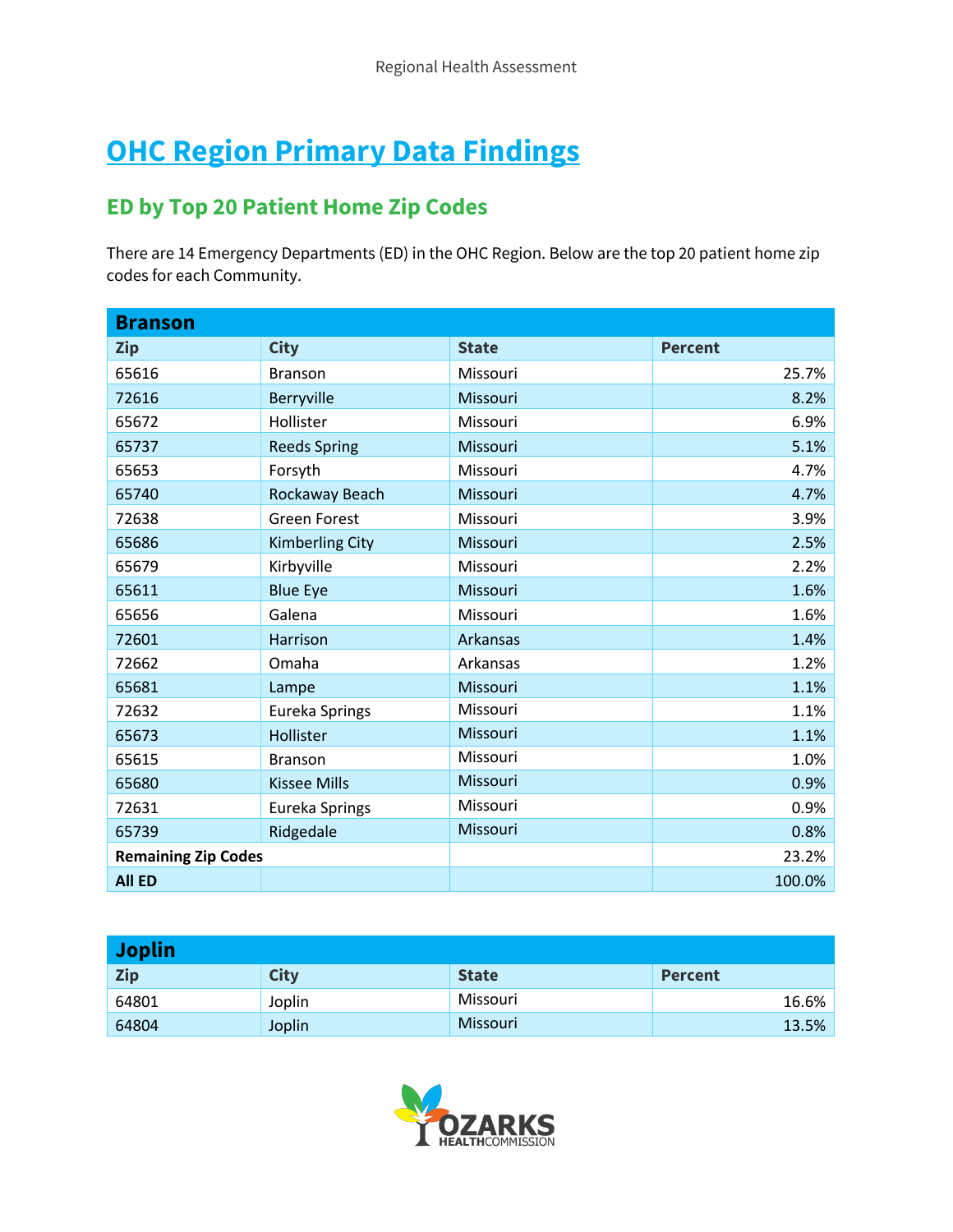# OHC Region Primary Data Findings

## ED by Top 20 Patient Home Zip Codes

There are 14 Emergency Departments (ED) in the OHC Region. Below are the top 20 patient home zip codes for each Community.

### Branson

| Zip | City | State | Percent |
|---|---|---|---|
| 65616 | Branson | Missouri | 25.7% |
| 72616 | Berryville | Missouri | 8.2% |
| 65672 | Hollister | Missouri | 6.9% |
| 65737 | Reeds Spring | Missouri | 5.1% |
| 65653 | Forsyth | Missouri | 4.7% |
| 65740 | Rockaway Beach | Missouri | 4.7% |
| 72638 | Green Forest | Missouri | 3.9% |
| 65686 | Kimberling City | Missouri | 2.5% |
| 65679 | Kirbyville | Missouri | 2.2% |
| 65611 | Blue Eye | Missouri | 1.6% |
| 65656 | Galena | Missouri | 1.6% |
| 72601 | Harrison | Arkansas | 1.4% |
| 72662 | Omaha | Arkansas | 1.2% |
| 65681 | Lampe | Missouri | 1.1% |
| 72632 | Eureka Springs | Missouri | 1.1% |
| 65673 | Hollister | Missouri | 1.1% |
| 65615 | Branson | Missouri | 1.0% |
| 65680 | Kissee Mills | Missouri | 0.9% |
| 72631 | Eureka Springs | Missouri | 0.9% |
| 65739 | Ridgedale | Missouri | 0.8% |
| **Remaining Zip Codes** | | | 23.2% |
| **All ED** | | | 100.0% |

### Joplin

| Zip | City | State | Percent |
|---|---|---|---|
| 64801 | Joplin | Missouri | 16.6% |
| 64804 | Joplin | Missouri | 13.5% |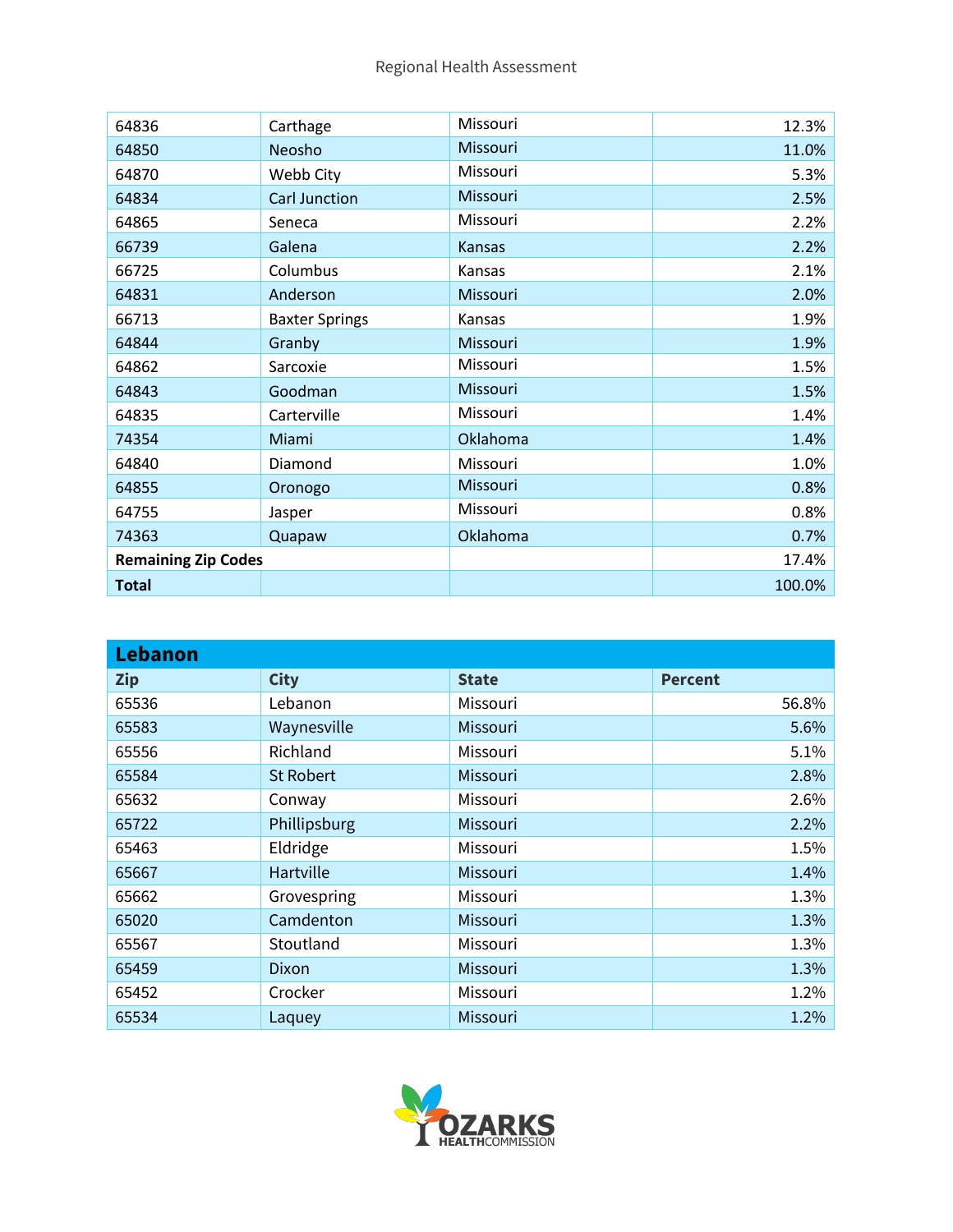| | | | |
|---|---|---|---|
| 64836 | Carthage | Missouri | 12.3% |
| 64850 | Neosho | Missouri | 11.0% |
| 64870 | Webb City | Missouri | 5.3% |
| 64834 | Carl Junction | Missouri | 2.5% |
| 64865 | Seneca | Missouri | 2.2% |
| 66739 | Galena | Kansas | 2.2% |
| 66725 | Columbus | Kansas | 2.1% |
| 64831 | Anderson | Missouri | 2.0% |
| 66713 | Baxter Springs | Kansas | 1.9% |
| 64844 | Granby | Missouri | 1.9% |
| 64862 | Sarcoxie | Missouri | 1.5% |
| 64843 | Goodman | Missouri | 1.5% |
| 64835 | Carterville | Missouri | 1.4% |
| 74354 | Miami | Oklahoma | 1.4% |
| 64840 | Diamond | Missouri | 1.0% |
| 64855 | Oronogo | Missouri | 0.8% |
| 64755 | Jasper | Missouri | 0.8% |
| 74363 | Quapaw | Oklahoma | 0.7% |
| **Remaining Zip Codes** | | | 17.4% |
| **Total** | | | 100.0% |

## Lebanon

| Zip | City | State | Percent |
|---|---|---|---|
| 65536 | Lebanon | Missouri | 56.8% |
| 65583 | Waynesville | Missouri | 5.6% |
| 65556 | Richland | Missouri | 5.1% |
| 65584 | St Robert | Missouri | 2.8% |
| 65632 | Conway | Missouri | 2.6% |
| 65722 | Phillipsburg | Missouri | 2.2% |
| 65463 | Eldridge | Missouri | 1.5% |
| 65667 | Hartville | Missouri | 1.4% |
| 65662 | Grovespring | Missouri | 1.3% |
| 65020 | Camdenton | Missouri | 1.3% |
| 65567 | Stoutland | Missouri | 1.3% |
| 65459 | Dixon | Missouri | 1.3% |
| 65452 | Crocker | Missouri | 1.2% |
| 65534 | Laquey | Missouri | 1.2% |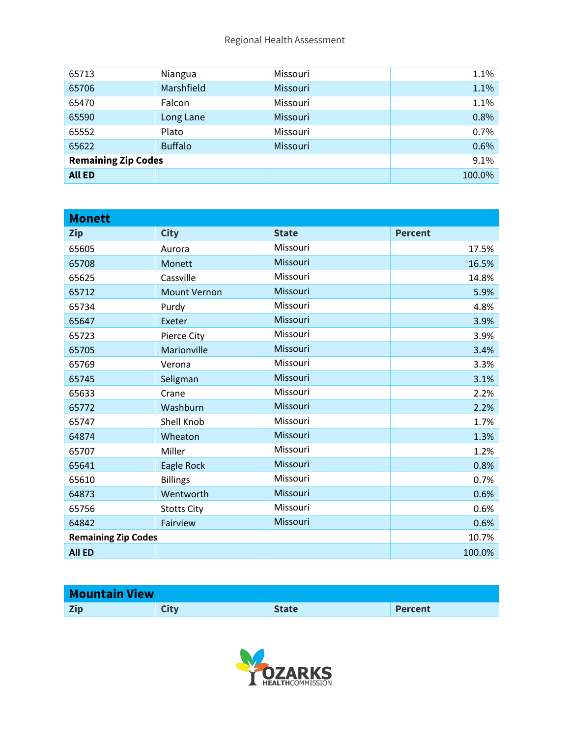| | | | |
|---|---|---|---|
| 65713 | Niangua | Missouri | 1.1% |
| 65706 | Marshfield | Missouri | 1.1% |
| 65470 | Falcon | Missouri | 1.1% |
| 65590 | Long Lane | Missouri | 0.8% |
| 65552 | Plato | Missouri | 0.7% |
| 65622 | Buffalo | Missouri | 0.6% |
| **Remaining Zip Codes** | | | 9.1% |
| **All ED** | | | 100.0% |

## Monett

| Zip | City | State | Percent |
|---|---|---|---|
| 65605 | Aurora | Missouri | 17.5% |
| 65708 | Monett | Missouri | 16.5% |
| 65625 | Cassville | Missouri | 14.8% |
| 65712 | Mount Vernon | Missouri | 5.9% |
| 65734 | Purdy | Missouri | 4.8% |
| 65647 | Exeter | Missouri | 3.9% |
| 65723 | Pierce City | Missouri | 3.9% |
| 65705 | Marionville | Missouri | 3.4% |
| 65769 | Verona | Missouri | 3.3% |
| 65745 | Seligman | Missouri | 3.1% |
| 65633 | Crane | Missouri | 2.2% |
| 65772 | Washburn | Missouri | 2.2% |
| 65747 | Shell Knob | Missouri | 1.7% |
| 64874 | Wheaton | Missouri | 1.3% |
| 65707 | Miller | Missouri | 1.2% |
| 65641 | Eagle Rock | Missouri | 0.8% |
| 65610 | Billings | Missouri | 0.7% |
| 64873 | Wentworth | Missouri | 0.6% |
| 65756 | Stotts City | Missouri | 0.6% |
| 64842 | Fairview | Missouri | 0.6% |
| **Remaining Zip Codes** | | | 10.7% |
| **All ED** | | | 100.0% |

## Mountain View

| Zip | City | State | Percent |
|---|---|---|---|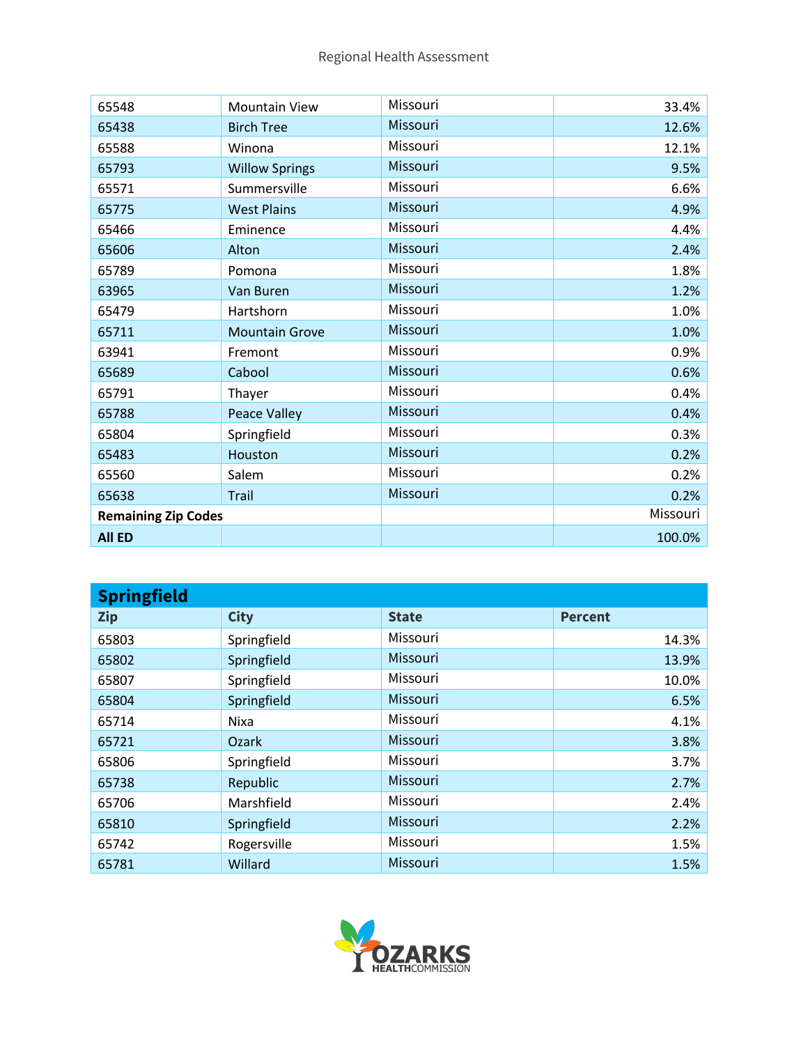| | | | |
|---|---|---|---|
| 65548 | Mountain View | Missouri | 33.4% |
| 65438 | Birch Tree | Missouri | 12.6% |
| 65588 | Winona | Missouri | 12.1% |
| 65793 | Willow Springs | Missouri | 9.5% |
| 65571 | Summersville | Missouri | 6.6% |
| 65775 | West Plains | Missouri | 4.9% |
| 65466 | Eminence | Missouri | 4.4% |
| 65606 | Alton | Missouri | 2.4% |
| 65789 | Pomona | Missouri | 1.8% |
| 63965 | Van Buren | Missouri | 1.2% |
| 65479 | Hartshorn | Missouri | 1.0% |
| 65711 | Mountain Grove | Missouri | 1.0% |
| 63941 | Fremont | Missouri | 0.9% |
| 65689 | Cabool | Missouri | 0.6% |
| 65791 | Thayer | Missouri | 0.4% |
| 65788 | Peace Valley | Missouri | 0.4% |
| 65804 | Springfield | Missouri | 0.3% |
| 65483 | Houston | Missouri | 0.2% |
| 65560 | Salem | Missouri | 0.2% |
| 65638 | Trail | Missouri | 0.2% |
| **Remaining Zip Codes** | | | Missouri |
| **All ED** | | | 100.0% |

| **Springfield** | | | |
|---|---|---|---|
| **Zip** | **City** | **State** | **Percent** |
| 65803 | Springfield | Missouri | 14.3% |
| 65802 | Springfield | Missouri | 13.9% |
| 65807 | Springfield | Missouri | 10.0% |
| 65804 | Springfield | Missouri | 6.5% |
| 65714 | Nixa | Missouri | 4.1% |
| 65721 | Ozark | Missouri | 3.8% |
| 65806 | Springfield | Missouri | 3.7% |
| 65738 | Republic | Missouri | 2.7% |
| 65706 | Marshfield | Missouri | 2.4% |
| 65810 | Springfield | Missouri | 2.2% |
| 65742 | Rogersville | Missouri | 1.5% |
| 65781 | Willard | Missouri | 1.5% |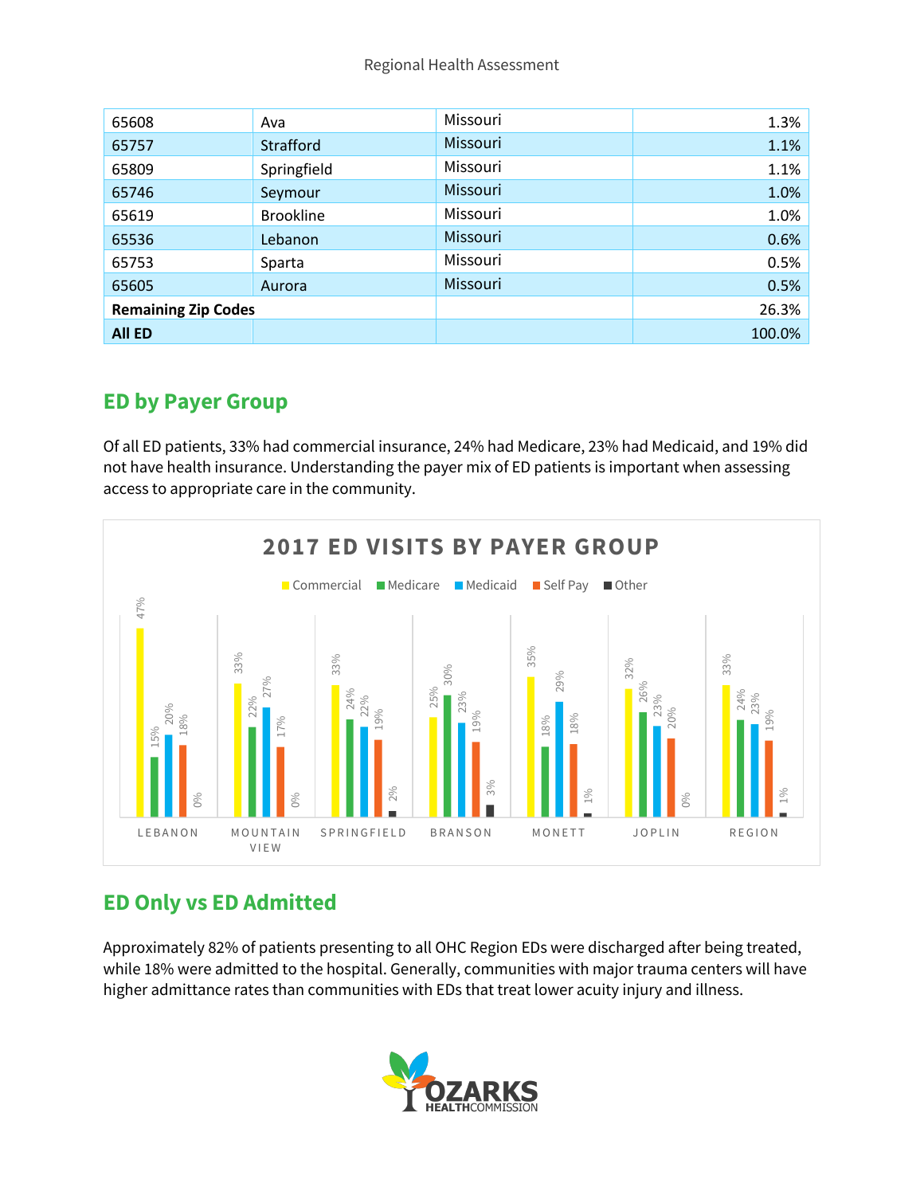| | | | |
|---|---|---|---|
| 65608 | Ava | Missouri | 1.3% |
| 65757 | Strafford | Missouri | 1.1% |
| 65809 | Springfield | Missouri | 1.1% |
| 65746 | Seymour | Missouri | 1.0% |
| 65619 | Brookline | Missouri | 1.0% |
| 65536 | Lebanon | Missouri | 0.6% |
| 65753 | Sparta | Missouri | 0.5% |
| 65605 | Aurora | Missouri | 0.5% |
| **Remaining Zip Codes** | | | 26.3% |
| **All ED** | | | 100.0% |

## ED by Payer Group

Of all ED patients, 33% had commercial insurance, 24% had Medicare, 23% had Medicaid, and 19% did not have health insurance. Understanding the payer mix of ED patients is important when assessing access to appropriate care in the community.

2017 ED VISITS BY PAYER GROUP

Commercial, Medicare, Medicaid, Self Pay, Other

LEBANON: 47%, 15%, 20%, 18%, 0%

MOUNTAIN VIEW: 33%, 22%, 27%, 17%, 0%

SPRINGFIELD: 33%, 24%, 22%, 19%, 2%

BRANSON: 25%, 30%, 23%, 19%, 3%

MONETT: 35%, 18%, 29%, 18%, 1%

JOPLIN: 32%, 26%, 23%, 20%, 0%

REGION: 33%, 24%, 23%, 19%, 1%

## ED Only vs ED Admitted

Approximately 82% of patients presenting to all OHC Region EDs were discharged after being treated, while 18% were admitted to the hospital. Generally, communities with major trauma centers will have higher admittance rates than communities with EDs that treat lower acuity injury and illness.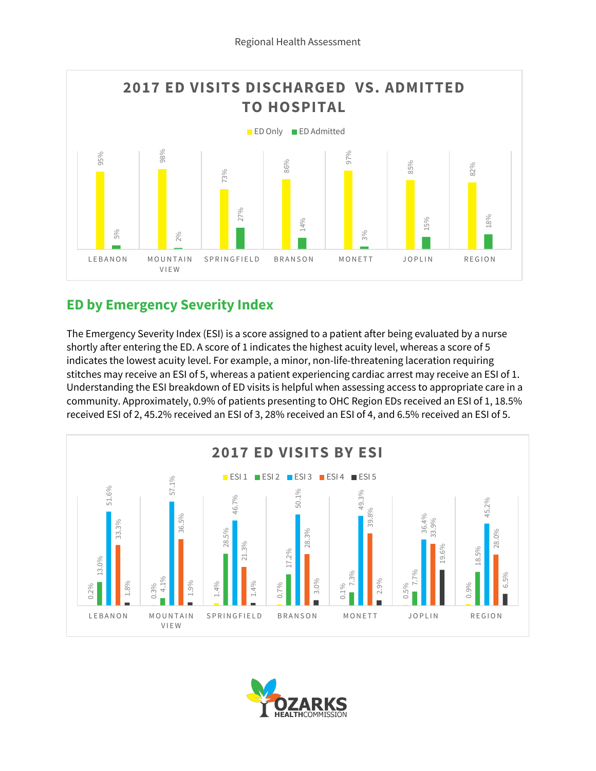**2017 ED VISITS DISCHARGED VS. ADMITTED TO HOSPITAL**

ED Only
ED Admitted

LEBANON: 95%, 5%
MOUNTAIN VIEW: 98%, 2%
SPRINGFIELD: 73%, 27%
BRANSON: 86%, 14%
MONETT: 97%, 3%
JOPLIN: 85%, 15%
REGION: 82%, 18%

## ED by Emergency Severity Index

The Emergency Severity Index (ESI) is a score assigned to a patient after being evaluated by a nurse shortly after entering the ED. A score of 1 indicates the highest acuity level, whereas a score of 5 indicates the lowest acuity level. For example, a minor, non-life-threatening laceration requiring stitches may receive an ESI of 5, whereas a patient experiencing cardiac arrest may receive an ESI of 1. Understanding the ESI breakdown of ED visits is helpful when assessing access to appropriate care in a community. Approximately, 0.9% of patients presenting to OHC Region EDs received an ESI of 1, 18.5% received ESI of 2, 45.2% received an ESI of 3, 28% received an ESI of 4, and 6.5% received an ESI of 5.

**2017 ED VISITS BY ESI**

ESI 1
ESI 2
ESI 3
ESI 4
ESI 5

LEBANON: 0.2%, 13.0%, 51.6%, 33.3%, 1.8%
MOUNTAIN VIEW: 0.3%, 4.1%, 57.1%, 36.5%, 1.9%
SPRINGFIELD: 1.4%, 28.5%, 46.7%, 21.3%, 1.4%
BRANSON: 0.7%, 17.2%, 50.1%, 28.3%, 3.0%
MONETT: 0.1%, 7.3%, 49.3%, 39.8%, 2.9%
JOPLIN: 0.5%, 7.7%, 36.4%, 33.9%, 19.6%
REGION: 0.9%, 18.5%, 45.2%, 28.0%, 6.5%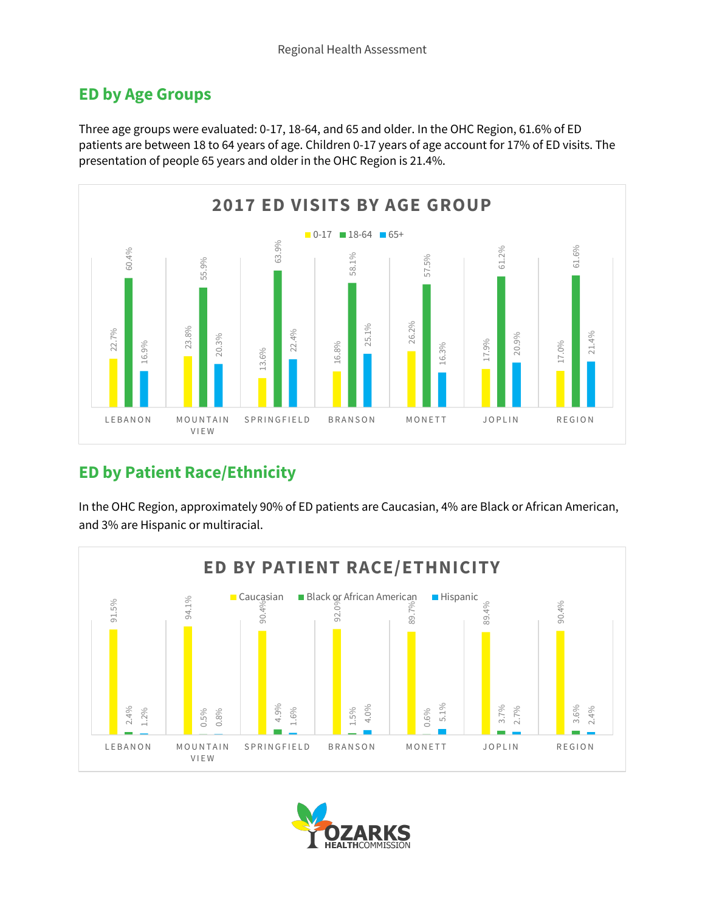## ED by Age Groups

Three age groups were evaluated: 0-17, 18-64, and 65 and older. In the OHC Region, 61.6% of ED patients are between 18 to 64 years of age. Children 0-17 years of age account for 17% of ED visits. The presentation of people 65 years and older in the OHC Region is 21.4%.

2017 ED VISITS BY AGE GROUP

0-17 18-64 65+

LEBANON: 22.7% 60.4% 16.9%
MOUNTAIN VIEW: 23.8% 55.9% 20.3%
SPRINGFIELD: 13.6% 63.9% 22.4%
BRANSON: 16.8% 58.1% 25.1%
MONETT: 26.2% 57.5% 16.3%
JOPLIN: 17.9% 61.2% 20.9%
REGION: 17.0% 61.6% 21.4%

## ED by Patient Race/Ethnicity

In the OHC Region, approximately 90% of ED patients are Caucasian, 4% are Black or African American, and 3% are Hispanic or multiracial.

ED BY PATIENT RACE/ETHNICITY

Caucasian Black or African American Hispanic

LEBANON: 91.5% 2.4% 1.2%
MOUNTAIN VIEW: 94.1% 0.5% 0.8%
SPRINGFIELD: 90.4% 4.9% 1.6%
BRANSON: 92.0% 1.5% 4.0%
MONETT: 89.7% 0.6% 5.1%
JOPLIN: 89.4% 3.7% 2.7%
REGION: 90.4% 3.6% 2.4%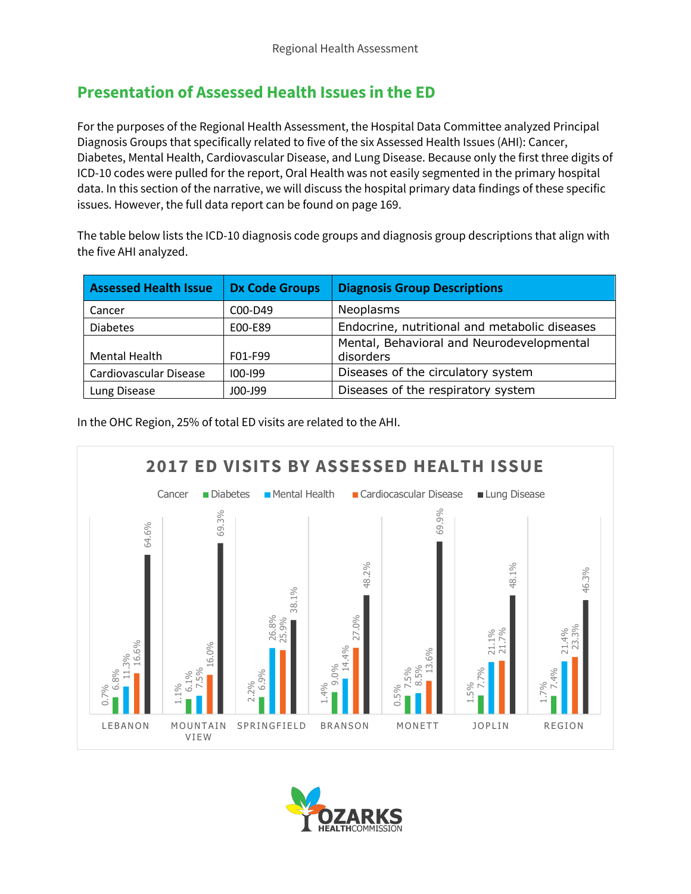## Presentation of Assessed Health Issues in the ED

For the purposes of the Regional Health Assessment, the Hospital Data Committee analyzed Principal Diagnosis Groups that specifically related to five of the six Assessed Health Issues (AHI): Cancer, Diabetes, Mental Health, Cardiovascular Disease, and Lung Disease. Because only the first three digits of ICD-10 codes were pulled for the report, Oral Health was not easily segmented in the primary hospital data. In this section of the narrative, we will discuss the hospital primary data findings of these specific issues. However, the full data report can be found on page 169.

The table below lists the ICD-10 diagnosis code groups and diagnosis group descriptions that align with the five AHI analyzed.

| Assessed Health Issue | Dx Code Groups | Diagnosis Group Descriptions |
|---|---|---|
| Cancer | C00-D49 | Neoplasms |
| Diabetes | E00-E89 | Endocrine, nutritional and metabolic diseases |
| Mental Health | F01-F99 | Mental, Behavioral and Neurodevelopmental disorders |
| Cardiovascular Disease | I00-I99 | Diseases of the circulatory system |
| Lung Disease | J00-J99 | Diseases of the respiratory system |

In the OHC Region, 25% of total ED visits are related to the AHI.

**2017 ED VISITS BY ASSESSED HEALTH ISSUE**

| | Cancer | Diabetes | Mental Health | Cardiocascular Disease | Lung Disease |
|---|---|---|---|---|---|
| LEBANON | 0.7% | 6.8% | 11.3% | 16.6% | 64.6% |
| MOUNTAIN VIEW | 1.1% | 6.1% | 7.5% | 16.0% | 69.3% |
| SPRINGFIELD | 2.2% | 6.9% | 26.8% | 25.9% | 38.1% |
| BRANSON | 1.4% | 9.0% | 14.4% | 27.0% | 48.2% |
| MONETT | 0.5% | 7.5% | 8.5% | 13.6% | 69.9% |
| JOPLIN | 1.5% | 7.7% | 21.1% | 21.7% | 48.1% |
| REGION | 1.7% | 7.4% | 21.4% | 23.3% | 46.3% |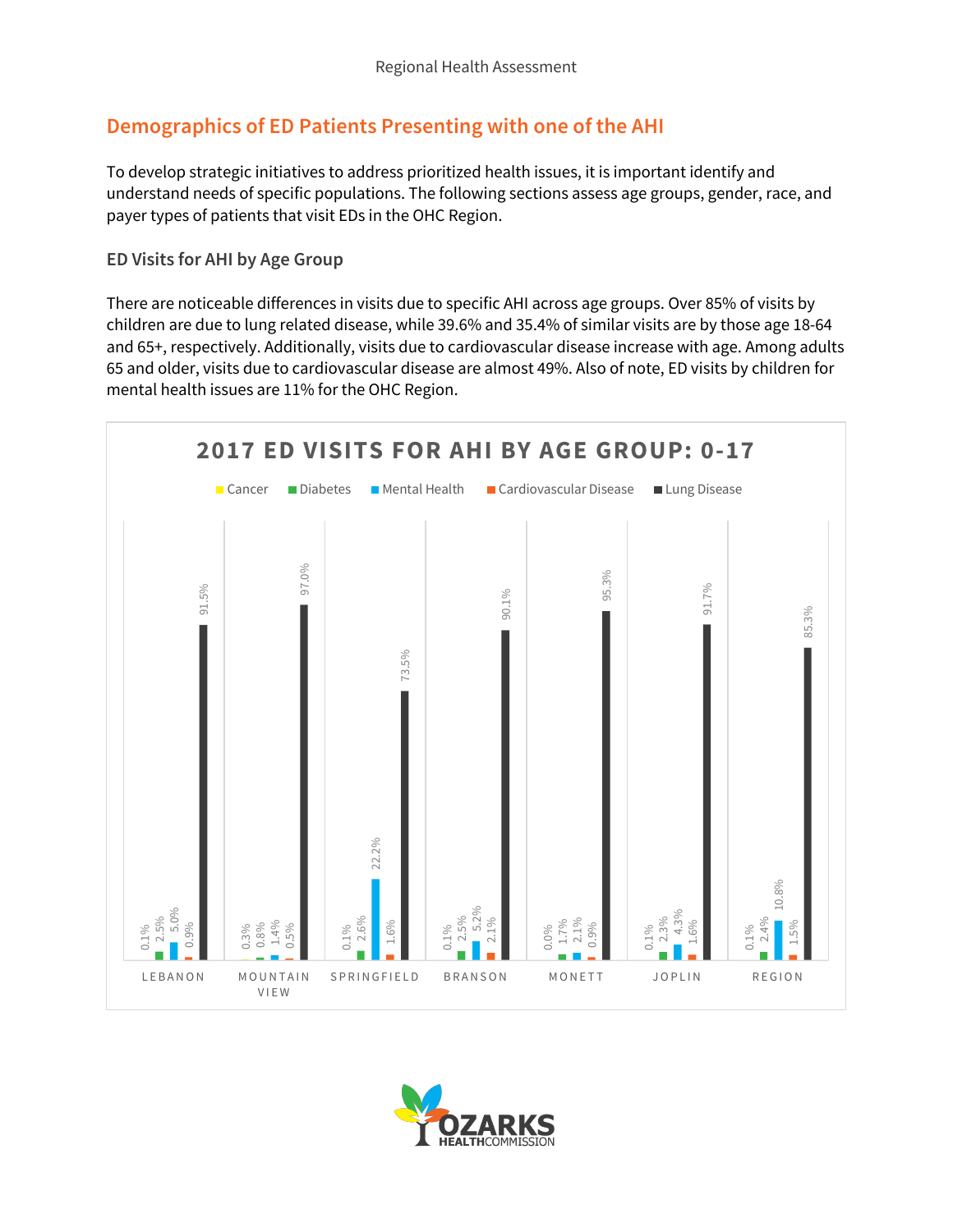## Demographics of ED Patients Presenting with one of the AHI

To develop strategic initiatives to address prioritized health issues, it is important identify and understand needs of specific populations. The following sections assess age groups, gender, race, and payer types of patients that visit EDs in the OHC Region.

### ED Visits for AHI by Age Group

There are noticeable differences in visits due to specific AHI across age groups. Over 85% of visits by children are due to lung related disease, while 39.6% and 35.4% of similar visits are by those age 18-64 and 65+, respectively. Additionally, visits due to cardiovascular disease increase with age. Among adults 65 and older, visits due to cardiovascular disease are almost 49%. Also of note, ED visits by children for mental health issues are 11% for the OHC Region.

2017 ED VISITS FOR AHI BY AGE GROUP: 0-17

Cancer
Diabetes
Mental Health
Cardiovascular Disease
Lung Disease

LEBANON: 0.1%, 2.5%, 5.0%, 0.9%, 91.5%
MOUNTAIN VIEW: 0.3%, 0.8%, 1.4%, 0.5%, 97.0%
SPRINGFIELD: 0.1%, 2.6%, 22.2%, 1.6%, 73.5%
BRANSON: 0.1%, 2.5%, 5.2%, 2.1%, 90.1%
MONETT: 0.0%, 1.7%, 2.1%, 0.9%, 95.3%
JOPLIN: 0.1%, 2.3%, 4.3%, 1.6%, 91.7%
REGION: 0.1%, 2.4%, 10.8%, 1.5%, 85.3%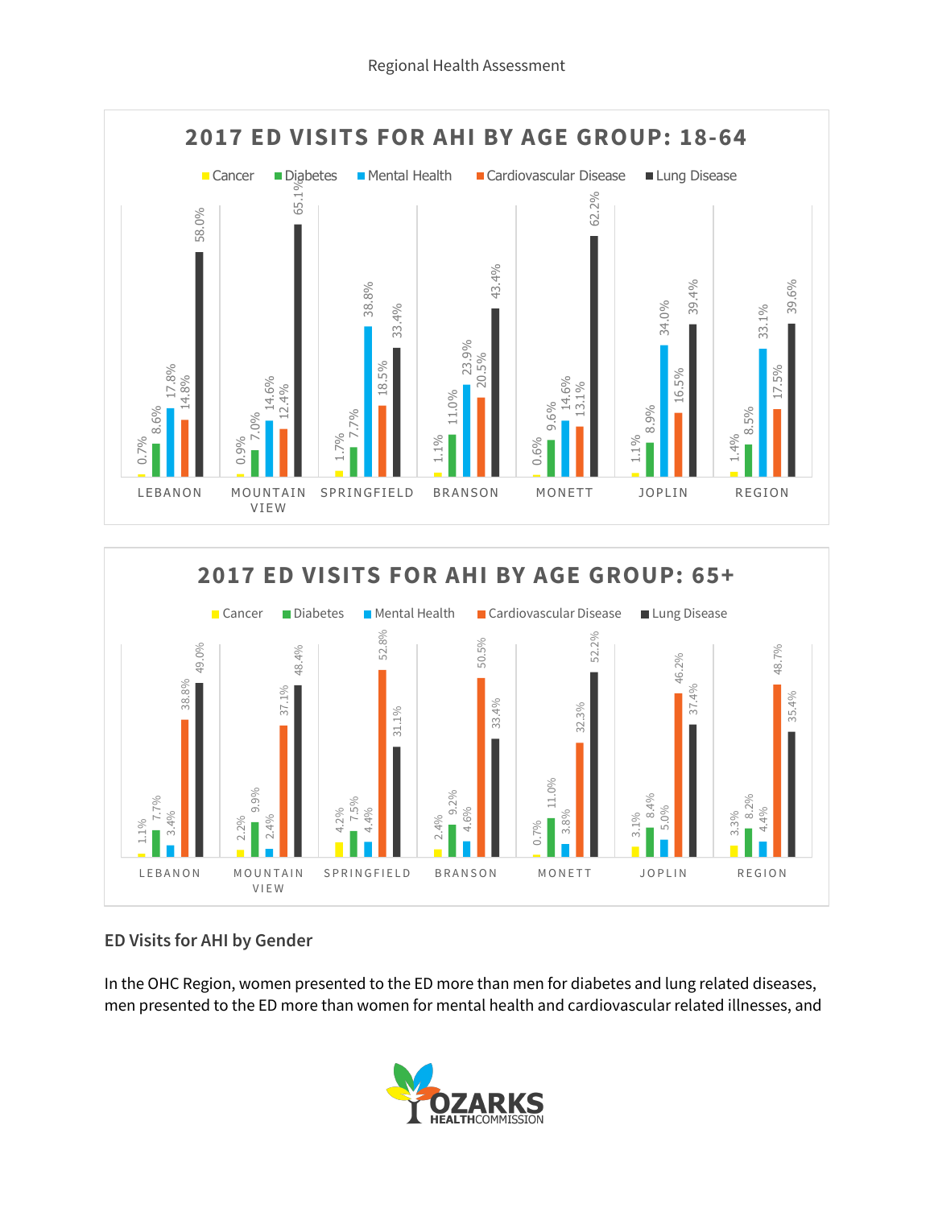## 2017 ED VISITS FOR AHI BY AGE GROUP: 18-64

Cancer
Diabetes
Mental Health
Cardiovascular Disease
Lung Disease

LEBANON: 0.7% 8.6% 17.8% 14.8% 58.0%
MOUNTAIN VIEW: 0.9% 7.0% 14.6% 12.4% 65.1%
SPRINGFIELD: 1.7% 7.7% 38.8% 18.5% 33.4%
BRANSON: 1.1% 11.0% 23.9% 20.5% 43.4%
MONETT: 0.6% 9.6% 14.6% 13.1% 62.2%
JOPLIN: 1.1% 8.9% 34.0% 16.5% 39.4%
REGION: 1.4% 8.5% 33.1% 17.5% 39.6%

## 2017 ED VISITS FOR AHI BY AGE GROUP: 65+

Cancer
Diabetes
Mental Health
Cardiovascular Disease
Lung Disease

LEBANON: 1.1% 7.7% 3.4% 38.8% 49.0%
MOUNTAIN VIEW: 2.2% 9.9% 2.4% 37.1% 48.4%
SPRINGFIELD: 4.2% 7.5% 4.4% 52.8% 31.1%
BRANSON: 2.4% 9.2% 4.6% 50.5% 33.4%
MONETT: 0.7% 11.0% 3.8% 32.3% 52.2%
JOPLIN: 3.1% 8.4% 5.0% 46.2% 37.4%
REGION: 3.3% 8.2% 4.4% 48.7% 35.4%

### ED Visits for AHI by Gender

In the OHC Region, women presented to the ED more than men for diabetes and lung related diseases, men presented to the ED more than women for mental health and cardiovascular related illnesses, and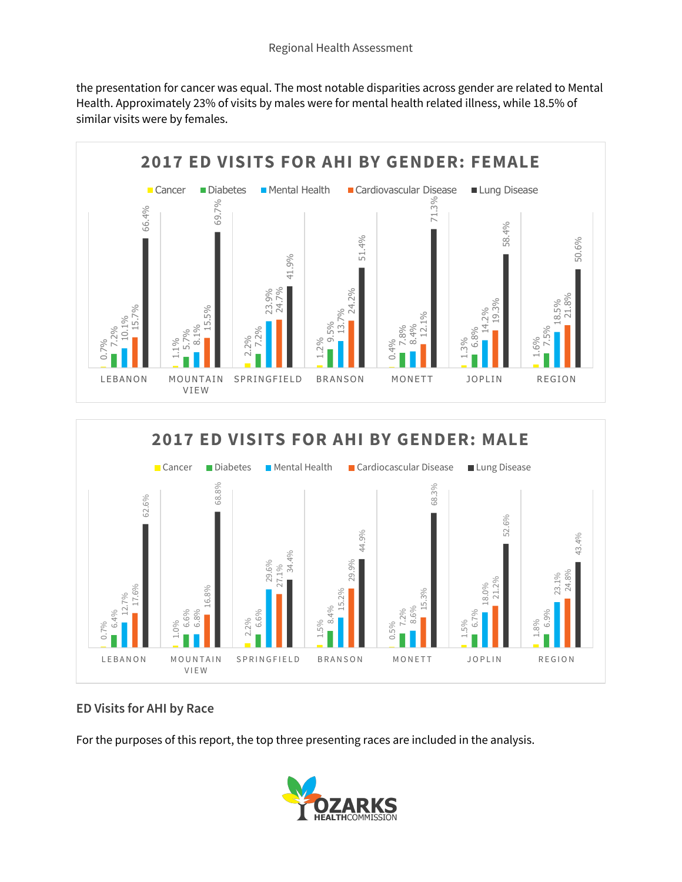the presentation for cancer was equal. The most notable disparities across gender are related to Mental Health. Approximately 23% of visits by males were for mental health related illness, while 18.5% of similar visits were by females.

**2017 ED VISITS FOR AHI BY GENDER: FEMALE**

| | Cancer | Diabetes | Mental Health | Cardiovascular Disease | Lung Disease |
|---|---|---|---|---|---|
| LEBANON | 0.7% | 7.2% | 10.1% | 15.7% | 66.4% |
| MOUNTAIN VIEW | 1.1% | 5.7% | 8.1% | 15.5% | 69.7% |
| SPRINGFIELD | 2.2% | 7.2% | 23.9% | 24.7% | 41.9% |
| BRANSON | 1.2% | 9.5% | 13.7% | 24.2% | 51.4% |
| MONETT | 0.4% | 7.8% | 8.4% | 12.1% | 71.3% |
| JOPLIN | 1.3% | 6.8% | 14.2% | 19.3% | 58.4% |
| REGION | 1.6% | 7.5% | 18.5% | 21.8% | 50.6% |

**2017 ED VISITS FOR AHI BY GENDER: MALE**

| | Cancer | Diabetes | Mental Health | Cardiocascular Disease | Lung Disease |
|---|---|---|---|---|---|
| LEBANON | 0.7% | 6.4% | 12.7% | 17.6% | 62.6% |
| MOUNTAIN VIEW | 1.0% | 6.6% | 6.8% | 16.8% | 68.8% |
| SPRINGFIELD | 2.2% | 6.6% | 29.6% | 27.1% | 34.4% |
| BRANSON | 1.5% | 8.4% | 15.2% | 29.9% | 44.9% |
| MONETT | 0.5% | 7.2% | 8.6% | 15.3% | 68.3% |
| JOPLIN | 1.5% | 6.7% | 18.0% | 21.2% | 52.6% |
| REGION | 1.8% | 6.9% | 23.1% | 24.8% | 43.4% |

### ED Visits for AHI by Race

For the purposes of this report, the top three presenting races are included in the analysis.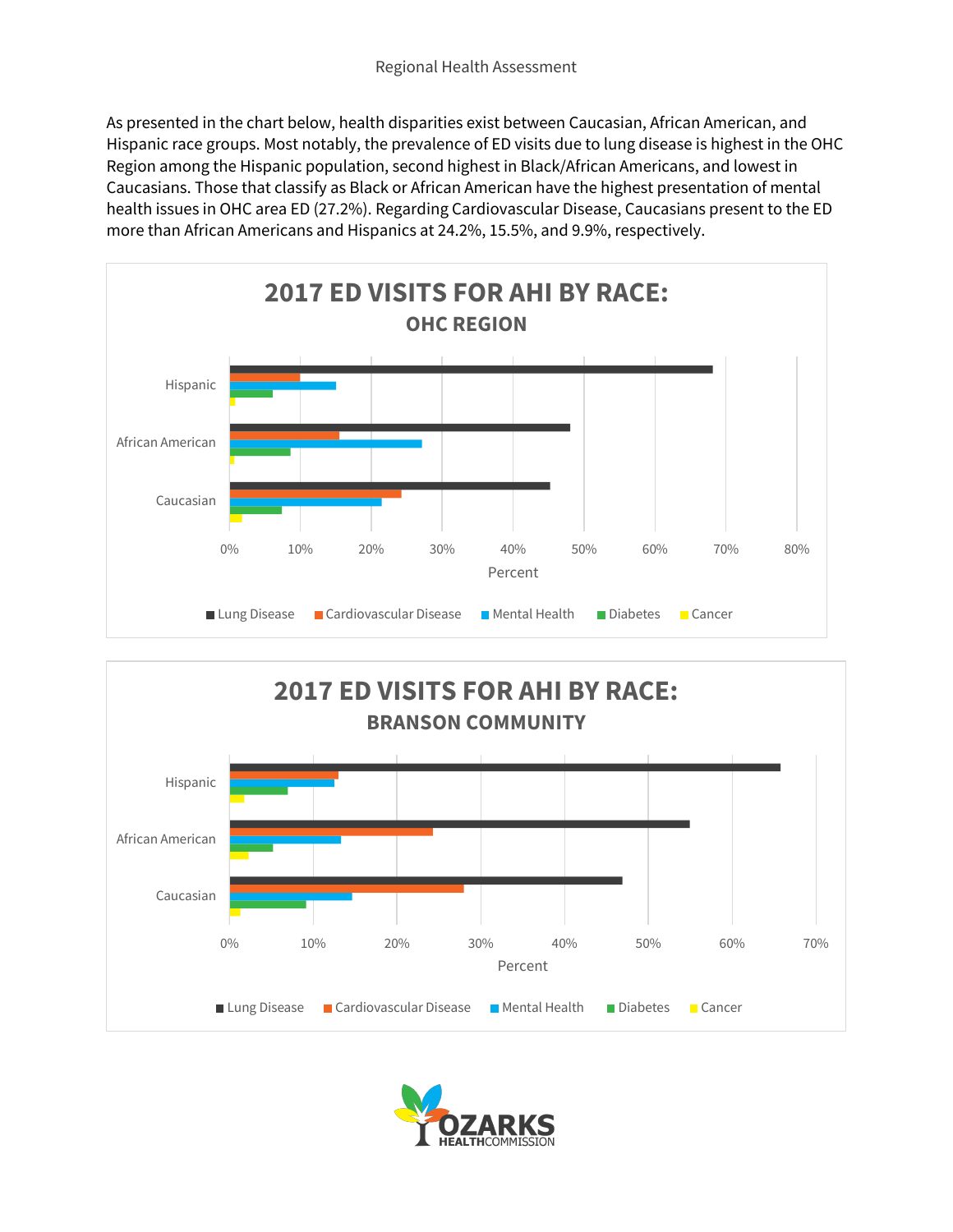As presented in the chart below, health disparities exist between Caucasian, African American, and Hispanic race groups. Most notably, the prevalence of ED visits due to lung disease is highest in the OHC Region among the Hispanic population, second highest in Black/African Americans, and lowest in Caucasians. Those that classify as Black or African American have the highest presentation of mental health issues in OHC area ED (27.2%). Regarding Cardiovascular Disease, Caucasians present to the ED more than African Americans and Hispanics at 24.2%, 15.5%, and 9.9%, respectively.

## 2017 ED VISITS FOR AHI BY RACE:
### OHC REGION

## 2017 ED VISITS FOR AHI BY RACE:
### BRANSON COMMUNITY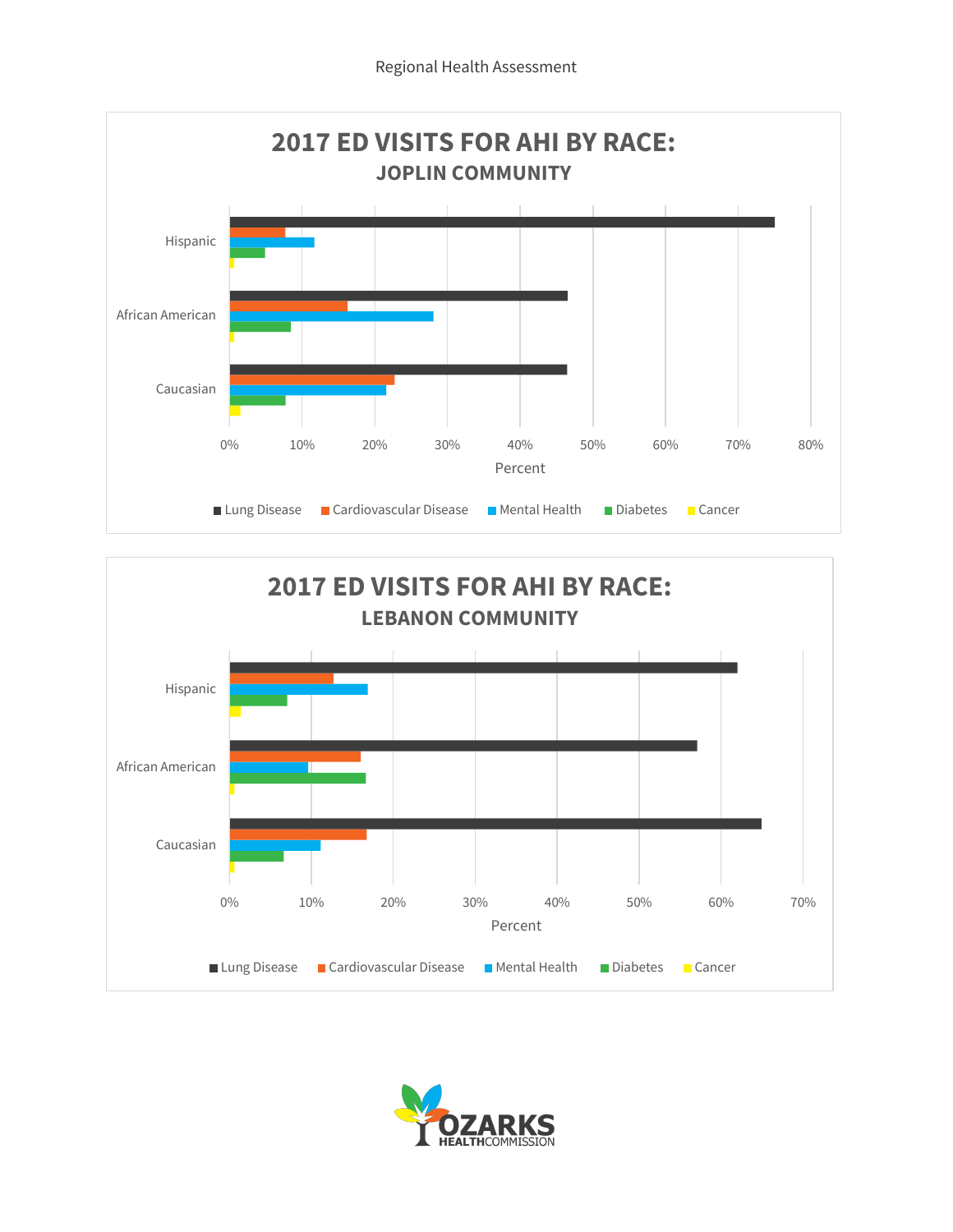## 2017 ED VISITS FOR AHI BY RACE:

### JOPLIN COMMUNITY

Hispanic

African American

Caucasian

0% 10% 20% 30% 40% 50% 60% 70% 80%

Percent

Lung Disease Cardiovascular Disease Mental Health Diabetes Cancer

## 2017 ED VISITS FOR AHI BY RACE:

### LEBANON COMMUNITY

Hispanic

African American

Caucasian

0% 10% 20% 30% 40% 50% 60% 70%

Percent

Lung Disease Cardiovascular Disease Mental Health Diabetes Cancer

OZARKS HEALTHCOMMISSION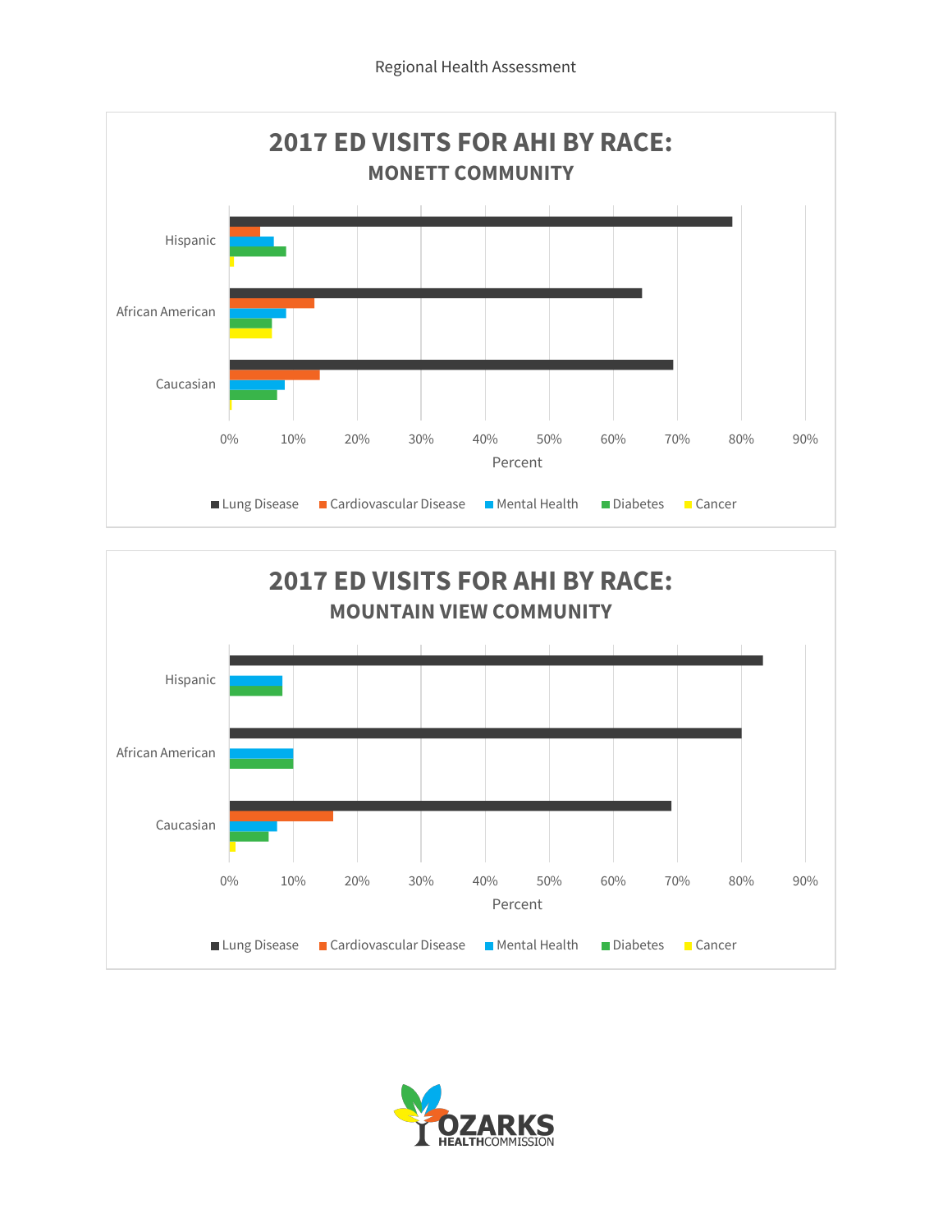# 2017 ED VISITS FOR AHI BY RACE:

## MONETT COMMUNITY

Hispanic

African American

Caucasian

0% 10% 20% 30% 40% 50% 60% 70% 80% 90%

Percent

Lung Disease Cardiovascular Disease Mental Health Diabetes Cancer

# 2017 ED VISITS FOR AHI BY RACE:

## MOUNTAIN VIEW COMMUNITY

Hispanic

African American

Caucasian

0% 10% 20% 30% 40% 50% 60% 70% 80% 90%

Percent

Lung Disease Cardiovascular Disease Mental Health Diabetes Cancer

OZARKS HEALTHCOMMISSION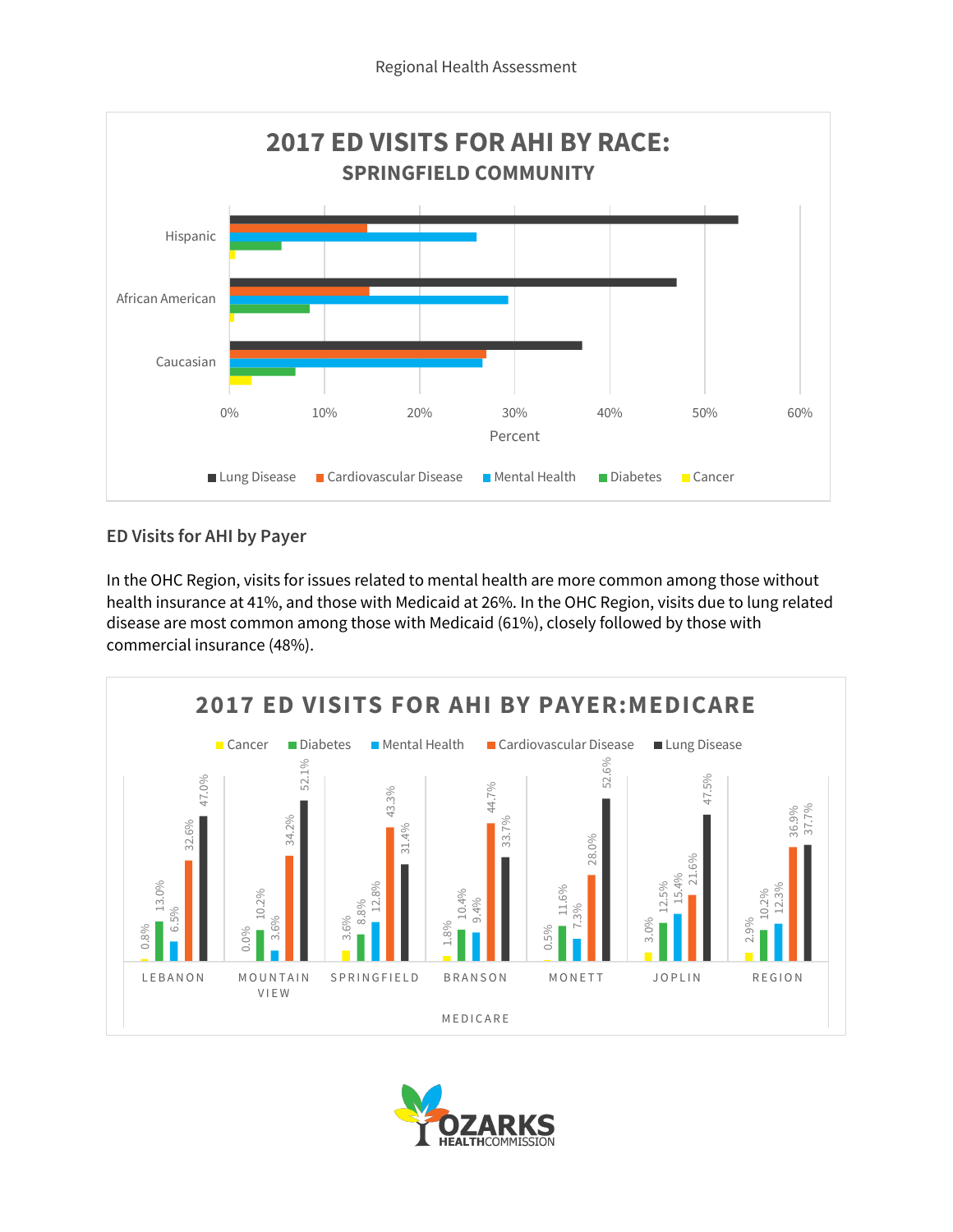**2017 ED VISITS FOR AHI BY RACE: SPRINGFIELD COMMUNITY**

## ED Visits for AHI by Payer

In the OHC Region, visits for issues related to mental health are more common among those without health insurance at 41%, and those with Medicaid at 26%. In the OHC Region, visits due to lung related disease are most common among those with Medicaid (61%), closely followed by those with commercial insurance (48%).

**2017 ED VISITS FOR AHI BY PAYER: MEDICARE**

| Medicare | Cancer | Diabetes | Mental Health | Cardiovascular Disease | Lung Disease |
|---|---|---|---|---|---|
| Lebanon | 0.8% | 13.0% | 6.5% | 32.6% | 47.0% |
| Mountain View | 0.0% | 10.2% | 3.6% | 34.2% | 52.1% |
| Springfield | 3.6% | 8.8% | 12.8% | 43.3% | 31.4% |
| Branson | 1.8% | 10.4% | 9.4% | 44.7% | 33.7% |
| Monett | 0.5% | 11.6% | 7.3% | 28.0% | 52.6% |
| Joplin | 3.0% | 12.5% | 15.4% | 21.6% | 47.5% |
| Region | 2.9% | 10.2% | 12.3% | 36.9% | 37.7% |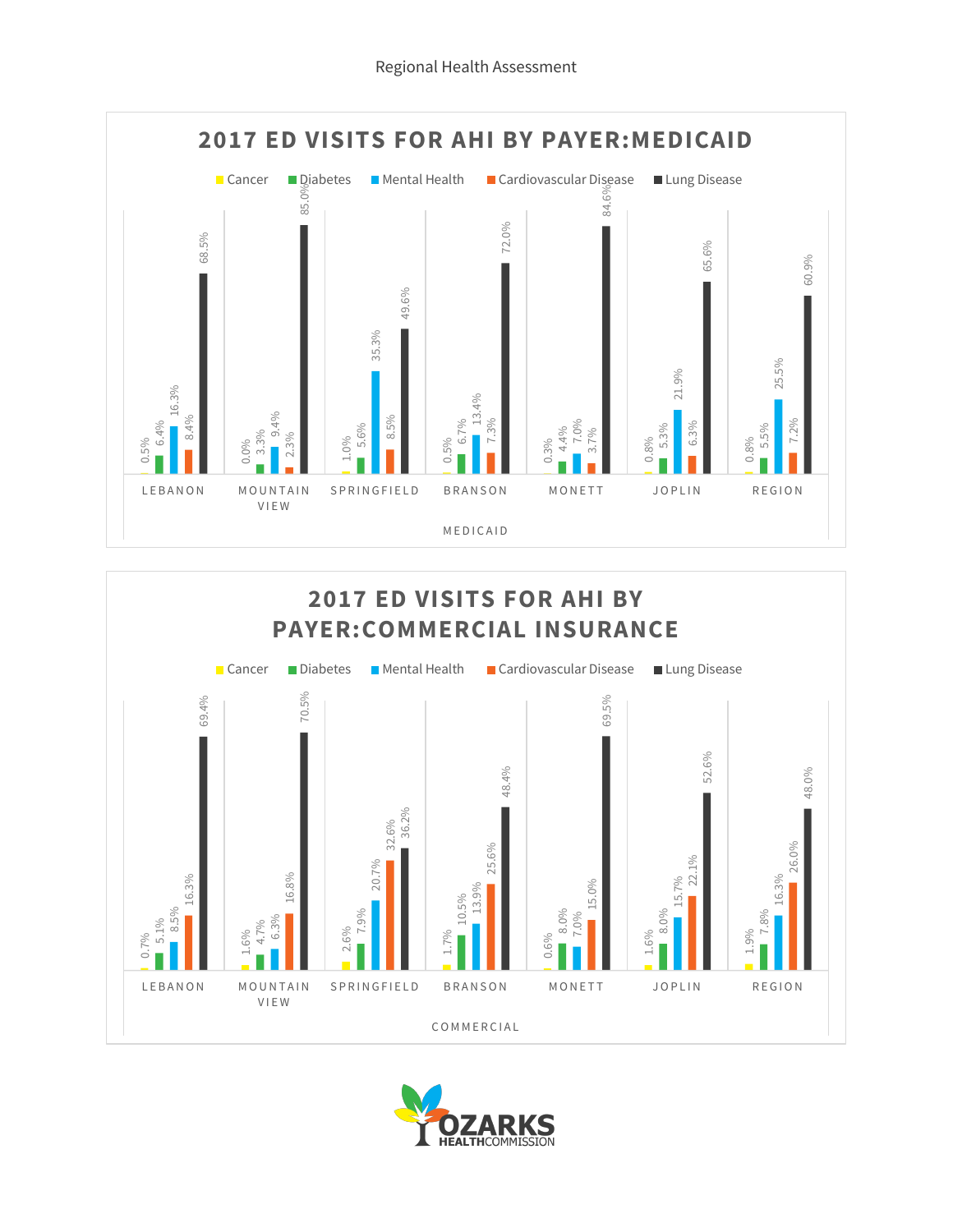## 2017 ED VISITS FOR AHI BY PAYER:MEDICAID

Cancer, Diabetes, Mental Health, Cardiovascular Disease, Lung Disease

LEBANON: 0.5%, 6.4%, 16.3%, 8.4%, 68.5%

MOUNTAIN VIEW: 0.0%, 3.3%, 9.4%, 2.3%, 85.0%

SPRINGFIELD: 1.0%, 5.6%, 35.3%, 8.5%, 49.6%

BRANSON: 0.5%, 6.7%, 13.4%, 7.3%, 72.0%

MONETT: 0.3%, 4.4%, 7.0%, 3.7%, 84.6%

JOPLIN: 0.8%, 5.3%, 21.9%, 6.3%, 65.6%

REGION: 0.8%, 5.5%, 25.5%, 7.2%, 60.9%

MEDICAID

## 2017 ED VISITS FOR AHI BY PAYER:COMMERCIAL INSURANCE

Cancer, Diabetes, Mental Health, Cardiovascular Disease, Lung Disease

LEBANON: 0.7%, 5.1%, 8.5%, 16.3%, 69.4%

MOUNTAIN VIEW: 1.6%, 4.7%, 6.3%, 16.8%, 70.5%

SPRINGFIELD: 2.6%, 7.9%, 20.7%, 32.6%, 36.2%

BRANSON: 1.7%, 10.5%, 13.9%, 25.6%, 48.4%

MONETT: 0.6%, 8.0%, 7.0%, 15.0%, 69.5%

JOPLIN: 1.6%, 8.0%, 15.7%, 22.1%, 52.6%

REGION: 1.9%, 7.8%, 16.3%, 26.0%, 48.0%

COMMERCIAL

OZARKS HEALTHCOMMISSION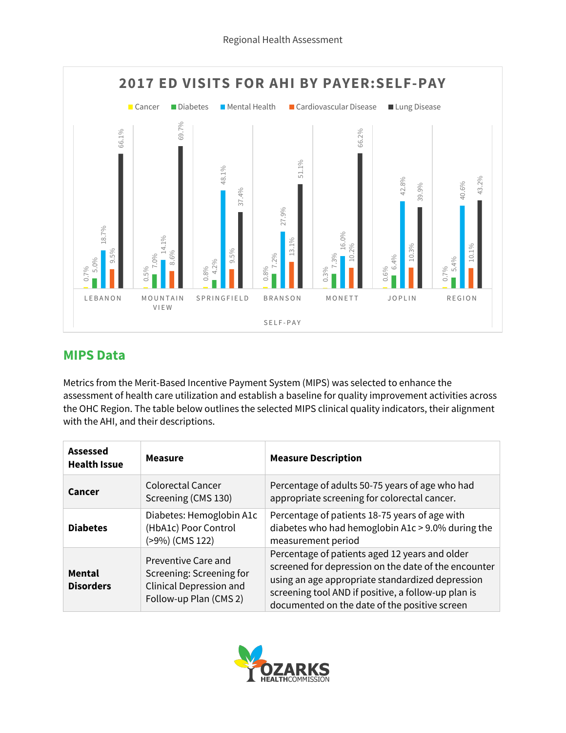2017 ED VISITS FOR AHI BY PAYER:SELF-PAY

Cancer
Diabetes
Mental Health
Cardiovascular Disease
Lung Disease

LEBANON: 0.7%, 5.0%, 18.7%, 9.5%, 66.1%

MOUNTAIN VIEW: 0.5%, 7.0%, 14.1%, 8.6%, 69.7%

SPRINGFIELD: 0.8%, 4.2%, 48.1%, 9.5%, 37.4%

BRANSON: 0.8%, 7.2%, 27.9%, 13.1%, 51.1%

MONETT: 0.3%, 7.3%, 16.0%, 10.2%, 66.2%

JOPLIN: 0.6%, 6.4%, 42.8%, 10.3%, 39.9%

REGION: 0.7%, 5.4%, 40.6%, 10.1%, 43.2%

SELF-PAY

## MIPS Data

Metrics from the Merit-Based Incentive Payment System (MIPS) was selected to enhance the assessment of health care utilization and establish a baseline for quality improvement activities across the OHC Region. The table below outlines the selected MIPS clinical quality indicators, their alignment with the AHI, and their descriptions.

| Assessed Health Issue | Measure | Measure Description |
|---|---|---|
| **Cancer** | Colorectal Cancer Screening (CMS 130) | Percentage of adults 50-75 years of age who had appropriate screening for colorectal cancer. |
| **Diabetes** | Diabetes: Hemoglobin A1c (HbA1c) Poor Control (>9%) (CMS 122) | Percentage of patients 18-75 years of age with diabetes who had hemoglobin A1c > 9.0% during the measurement period |
| **Mental Disorders** | Preventive Care and Screening: Screening for Clinical Depression and Follow-up Plan (CMS 2) | Percentage of patients aged 12 years and older screened for depression on the date of the encounter using an age appropriate standardized depression screening tool AND if positive, a follow-up plan is documented on the date of the positive screen |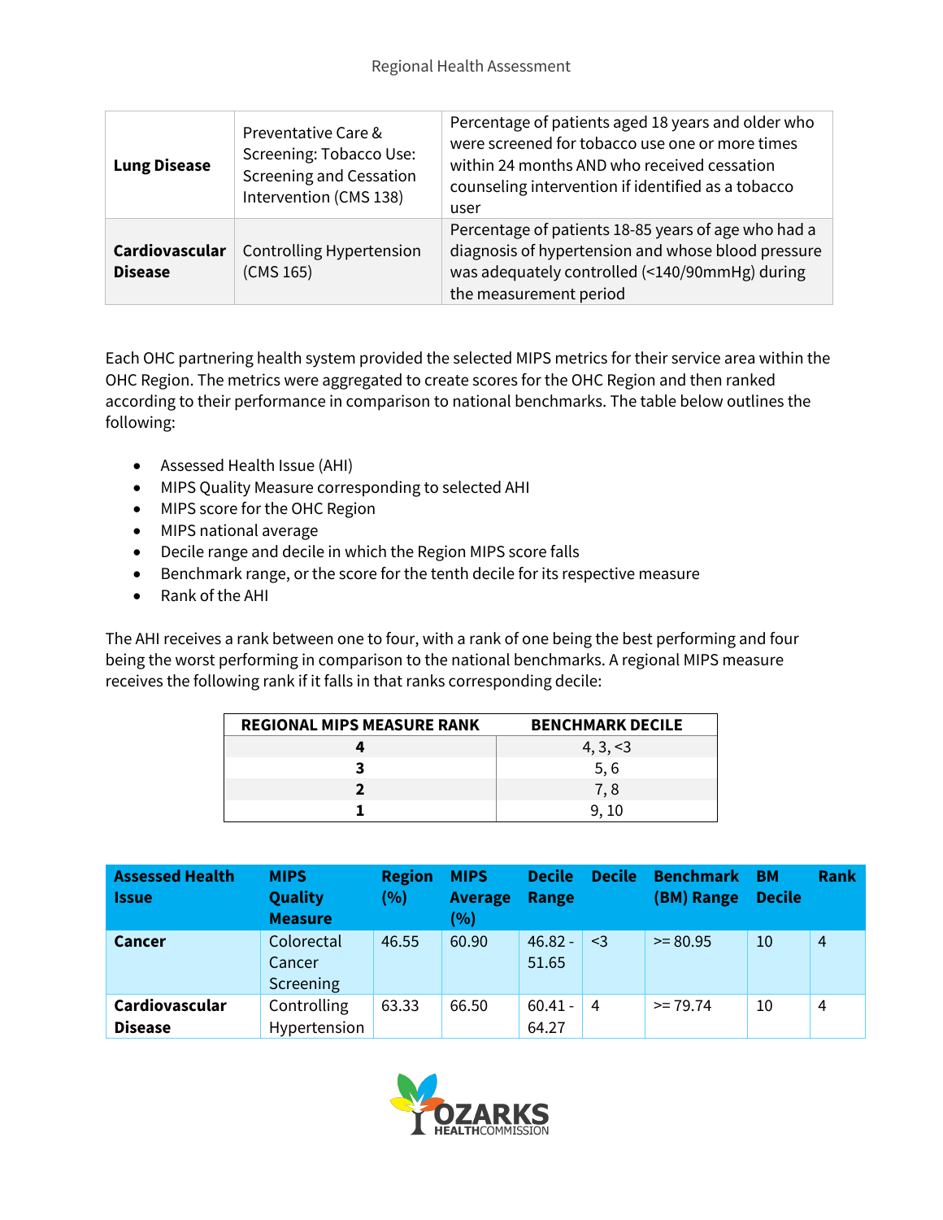| | | |
|---|---|---|
| **Lung Disease** | Preventative Care & Screening: Tobacco Use: Screening and Cessation Intervention (CMS 138) | Percentage of patients aged 18 years and older who were screened for tobacco use one or more times within 24 months AND who received cessation counseling intervention if identified as a tobacco user |
| **Cardiovascular Disease** | Controlling Hypertension (CMS 165) | Percentage of patients 18-85 years of age who had a diagnosis of hypertension and whose blood pressure was adequately controlled (<140/90mmHg) during the measurement period |

Each OHC partnering health system provided the selected MIPS metrics for their service area within the OHC Region. The metrics were aggregated to create scores for the OHC Region and then ranked according to their performance in comparison to national benchmarks. The table below outlines the following:

- Assessed Health Issue (AHI)
- MIPS Quality Measure corresponding to selected AHI
- MIPS score for the OHC Region
- MIPS national average
- Decile range and decile in which the Region MIPS score falls
- Benchmark range, or the score for the tenth decile for its respective measure
- Rank of the AHI

The AHI receives a rank between one to four, with a rank of one being the best performing and four being the worst performing in comparison to the national benchmarks. A regional MIPS measure receives the following rank if it falls in that ranks corresponding decile:

| REGIONAL MIPS MEASURE RANK | BENCHMARK DECILE |
|---|---|
| **4** | 4, 3, <3 |
| **3** | 5, 6 |
| **2** | 7, 8 |
| **1** | 9, 10 |

| Assessed Health Issue | MIPS Quality Measure | Region (%) | MIPS Average (%) | Decile Range | Decile | Benchmark (BM) Range | BM Decile | Rank |
|---|---|---|---|---|---|---|---|---|
| **Cancer** | Colorectal Cancer Screening | 46.55 | 60.90 | 46.82 - 51.65 | <3 | >= 80.95 | 10 | 4 |
| **Cardiovascular Disease** | Controlling Hypertension | 63.33 | 66.50 | 60.41 - 64.27 | 4 | >= 79.74 | 10 | 4 |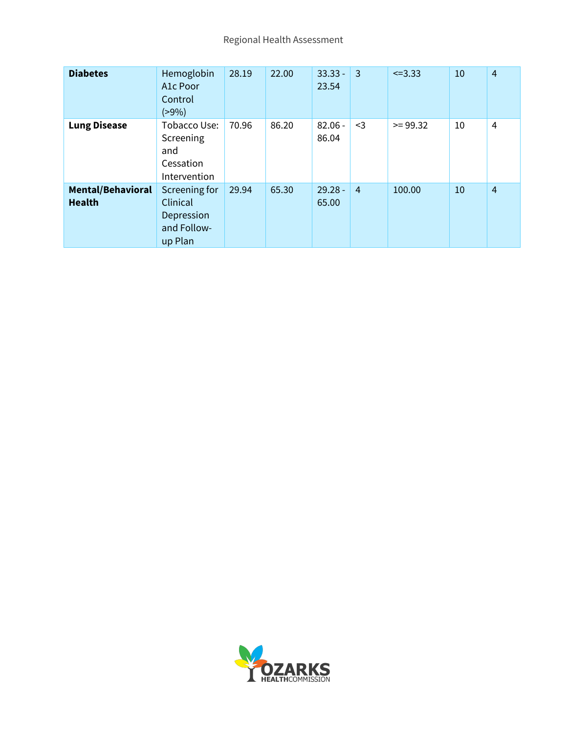| | | | | | | | | |
|---|---|---|---|---|---|---|---|---|
| **Diabetes** | Hemoglobin A1c Poor Control (>9%) | 28.19 | 22.00 | 33.33 - 23.54 | 3 | <=3.33 | 10 | 4 |
| **Lung Disease** | Tobacco Use: Screening and Cessation Intervention | 70.96 | 86.20 | 82.06 - 86.04 | <3 | >= 99.32 | 10 | 4 |
| **Mental/Behavioral Health** | Screening for Clinical Depression and Follow-up Plan | 29.94 | 65.30 | 29.28 - 65.00 | 4 | 100.00 | 10 | 4 |